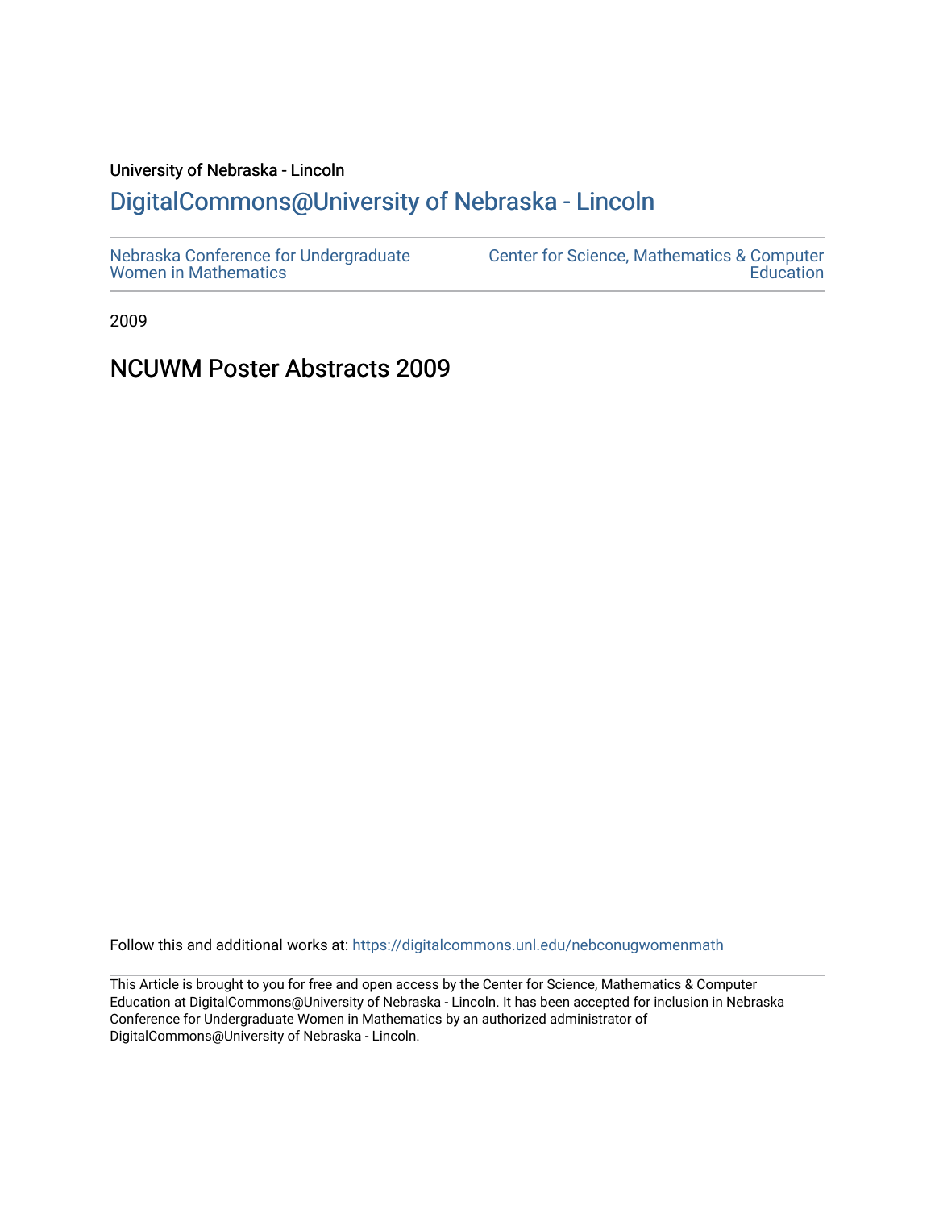University of Nebraska - Lincoln

## DigitalCommons@University of Nebraska - Lincoln

Nebraska Conference for Undergraduate Women in Mathematics

Center for Science, Mathematics & Computer Education

2009

# NCUWM Poster Abstracts 2009

Follow this and additional works at: https://digitalcommons.unl.edu/nebconugwomenmath

This Article is brought to you for free and open access by the Center for Science, Mathematics & Computer Education at DigitalCommons@University of Nebraska - Lincoln. It has been accepted for inclusion in Nebraska Conference for Undergraduate Women in Mathematics by an authorized administrator of DigitalCommons@University of Nebraska - Lincoln.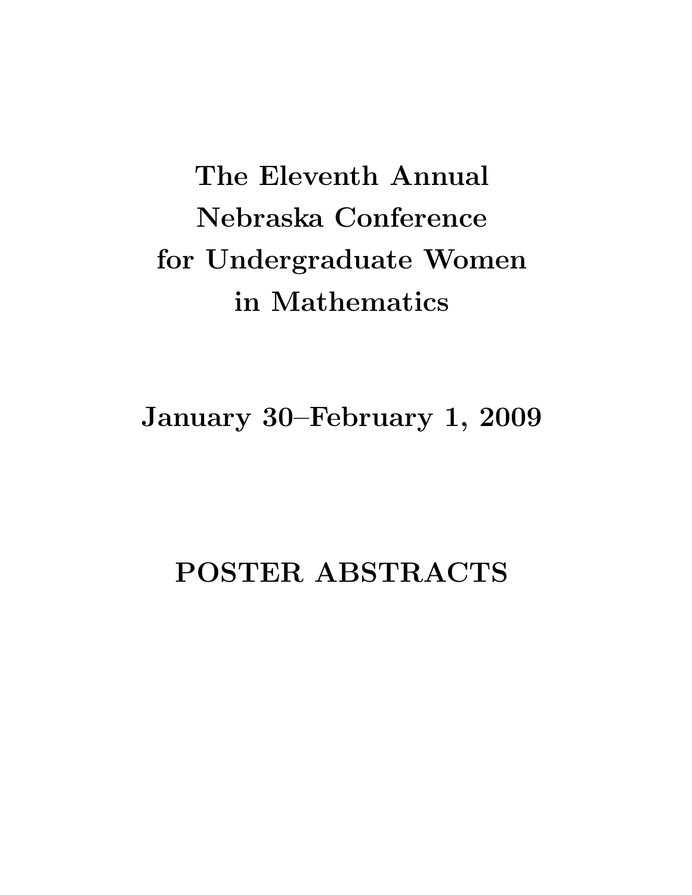# The Eleventh Annual Nebraska Conference for Undergraduate Women in Mathematics

## January 30–February 1, 2009

## POSTER ABSTRACTS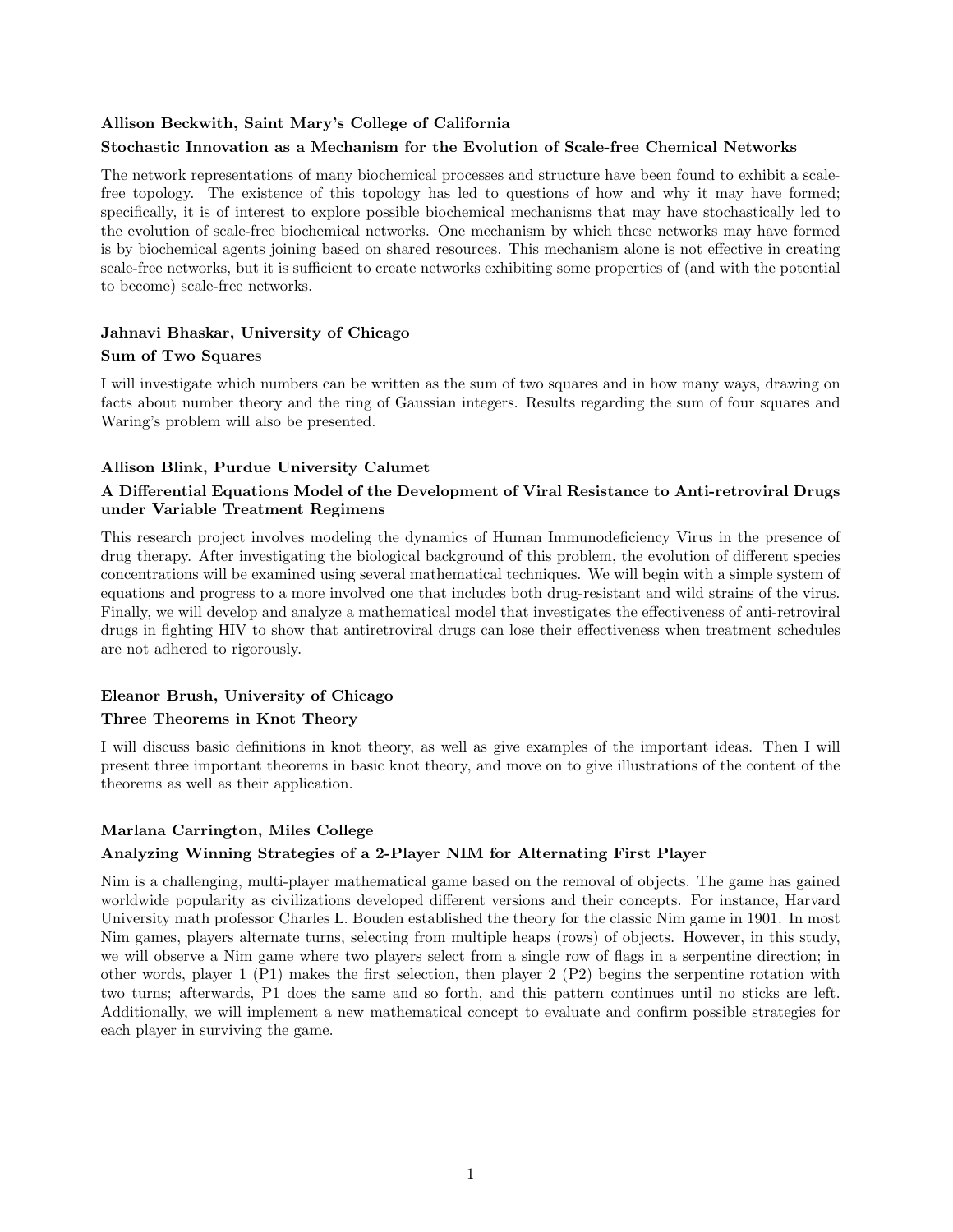**Allison Beckwith, Saint Mary's College of California**

**Stochastic Innovation as a Mechanism for the Evolution of Scale-free Chemical Networks**

The network representations of many biochemical processes and structure have been found to exhibit a scale-free topology. The existence of this topology has led to questions of how and why it may have formed; specifically, it is of interest to explore possible biochemical mechanisms that may have stochastically led to the evolution of scale-free biochemical networks. One mechanism by which these networks may have formed is by biochemical agents joining based on shared resources. This mechanism alone is not effective in creating scale-free networks, but it is sufficient to create networks exhibiting some properties of (and with the potential to become) scale-free networks.

**Jahnavi Bhaskar, University of Chicago**

**Sum of Two Squares**

I will investigate which numbers can be written as the sum of two squares and in how many ways, drawing on facts about number theory and the ring of Gaussian integers. Results regarding the sum of four squares and Waring's problem will also be presented.

**Allison Blink, Purdue University Calumet**

**A Differential Equations Model of the Development of Viral Resistance to Anti-retroviral Drugs under Variable Treatment Regimens**

This research project involves modeling the dynamics of Human Immunodeficiency Virus in the presence of drug therapy. After investigating the biological background of this problem, the evolution of different species concentrations will be examined using several mathematical techniques. We will begin with a simple system of equations and progress to a more involved one that includes both drug-resistant and wild strains of the virus. Finally, we will develop and analyze a mathematical model that investigates the effectiveness of anti-retroviral drugs in fighting HIV to show that antiretroviral drugs can lose their effectiveness when treatment schedules are not adhered to rigorously.

**Eleanor Brush, University of Chicago**

**Three Theorems in Knot Theory**

I will discuss basic definitions in knot theory, as well as give examples of the important ideas. Then I will present three important theorems in basic knot theory, and move on to give illustrations of the content of the theorems as well as their application.

**Marlana Carrington, Miles College**

**Analyzing Winning Strategies of a 2-Player NIM for Alternating First Player**

Nim is a challenging, multi-player mathematical game based on the removal of objects. The game has gained worldwide popularity as civilizations developed different versions and their concepts. For instance, Harvard University math professor Charles L. Bouden established the theory for the classic Nim game in 1901. In most Nim games, players alternate turns, selecting from multiple heaps (rows) of objects. However, in this study, we will observe a Nim game where two players select from a single row of flags in a serpentine direction; in other words, player 1 (P1) makes the first selection, then player 2 (P2) begins the serpentine rotation with two turns; afterwards, P1 does the same and so forth, and this pattern continues until no sticks are left. Additionally, we will implement a new mathematical concept to evaluate and confirm possible strategies for each player in surviving the game.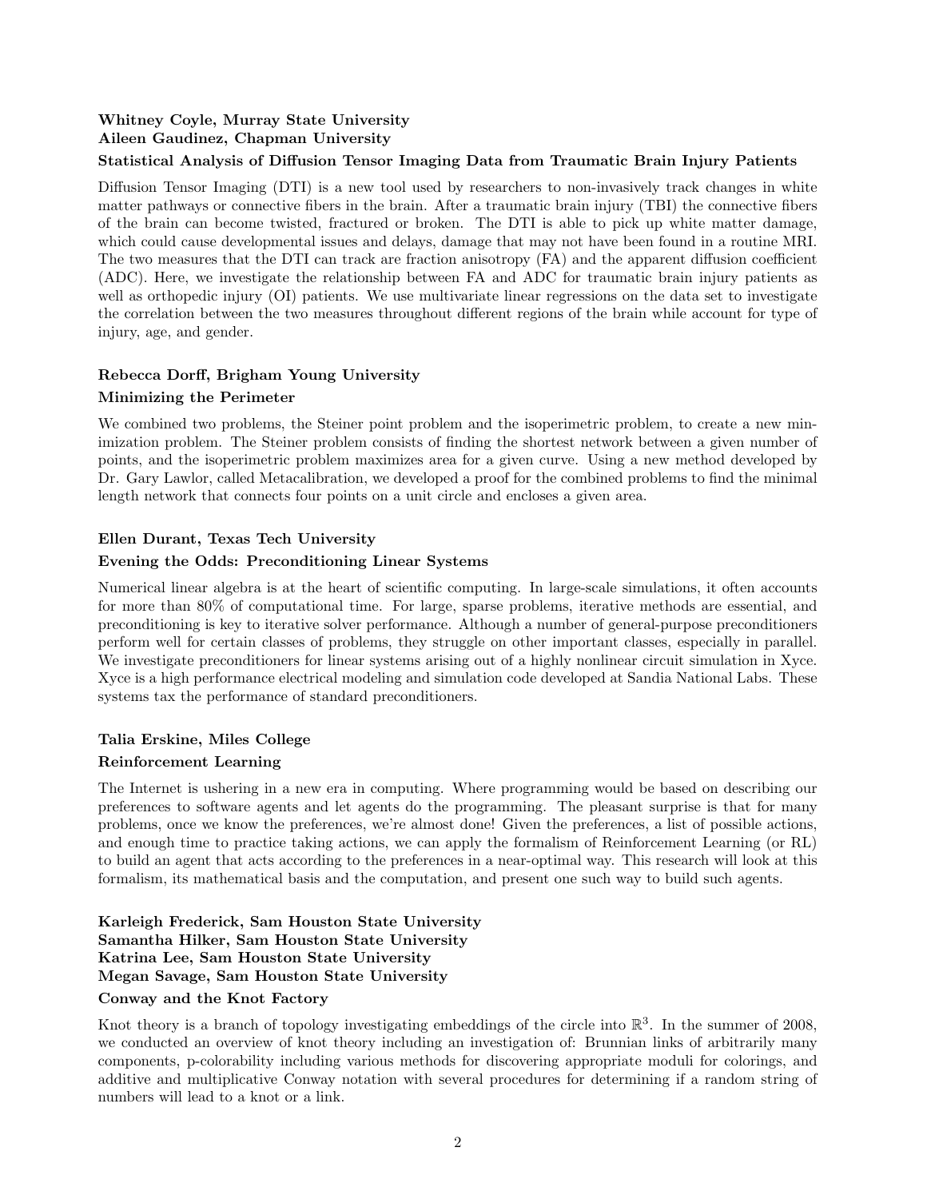**Whitney Coyle, Murray State University**
**Aileen Gaudinez, Chapman University**

**Statistical Analysis of Diffusion Tensor Imaging Data from Traumatic Brain Injury Patients**

Diffusion Tensor Imaging (DTI) is a new tool used by researchers to non-invasively track changes in white matter pathways or connective fibers in the brain. After a traumatic brain injury (TBI) the connective fibers of the brain can become twisted, fractured or broken. The DTI is able to pick up white matter damage, which could cause developmental issues and delays, damage that may not have been found in a routine MRI. The two measures that the DTI can track are fraction anisotropy (FA) and the apparent diffusion coefficient (ADC). Here, we investigate the relationship between FA and ADC for traumatic brain injury patients as well as orthopedic injury (OI) patients. We use multivariate linear regressions on the data set to investigate the correlation between the two measures throughout different regions of the brain while account for type of injury, age, and gender.

**Rebecca Dorff, Brigham Young University**

**Minimizing the Perimeter**

We combined two problems, the Steiner point problem and the isoperimetric problem, to create a new minimization problem. The Steiner problem consists of finding the shortest network between a given number of points, and the isoperimetric problem maximizes area for a given curve. Using a new method developed by Dr. Gary Lawlor, called Metacalibration, we developed a proof for the combined problems to find the minimal length network that connects four points on a unit circle and encloses a given area.

**Ellen Durant, Texas Tech University**

**Evening the Odds: Preconditioning Linear Systems**

Numerical linear algebra is at the heart of scientific computing. In large-scale simulations, it often accounts for more than 80% of computational time. For large, sparse problems, iterative methods are essential, and preconditioning is key to iterative solver performance. Although a number of general-purpose preconditioners perform well for certain classes of problems, they struggle on other important classes, especially in parallel. We investigate preconditioners for linear systems arising out of a highly nonlinear circuit simulation in Xyce. Xyce is a high performance electrical modeling and simulation code developed at Sandia National Labs. These systems tax the performance of standard preconditioners.

**Talia Erskine, Miles College**

**Reinforcement Learning**

The Internet is ushering in a new era in computing. Where programming would be based on describing our preferences to software agents and let agents do the programming. The pleasant surprise is that for many problems, once we know the preferences, we're almost done! Given the preferences, a list of possible actions, and enough time to practice taking actions, we can apply the formalism of Reinforcement Learning (or RL) to build an agent that acts according to the preferences in a near-optimal way. This research will look at this formalism, its mathematical basis and the computation, and present one such way to build such agents.

**Karleigh Frederick, Sam Houston State University**
**Samantha Hilker, Sam Houston State University**
**Katrina Lee, Sam Houston State University**
**Megan Savage, Sam Houston State University**

**Conway and the Knot Factory**

Knot theory is a branch of topology investigating embeddings of the circle into $\mathbb{R}^3$. In the summer of 2008, we conducted an overview of knot theory including an investigation of: Brunnian links of arbitrarily many components, p-colorability including various methods for discovering appropriate moduli for colorings, and additive and multiplicative Conway notation with several procedures for determining if a random string of numbers will lead to a knot or a link.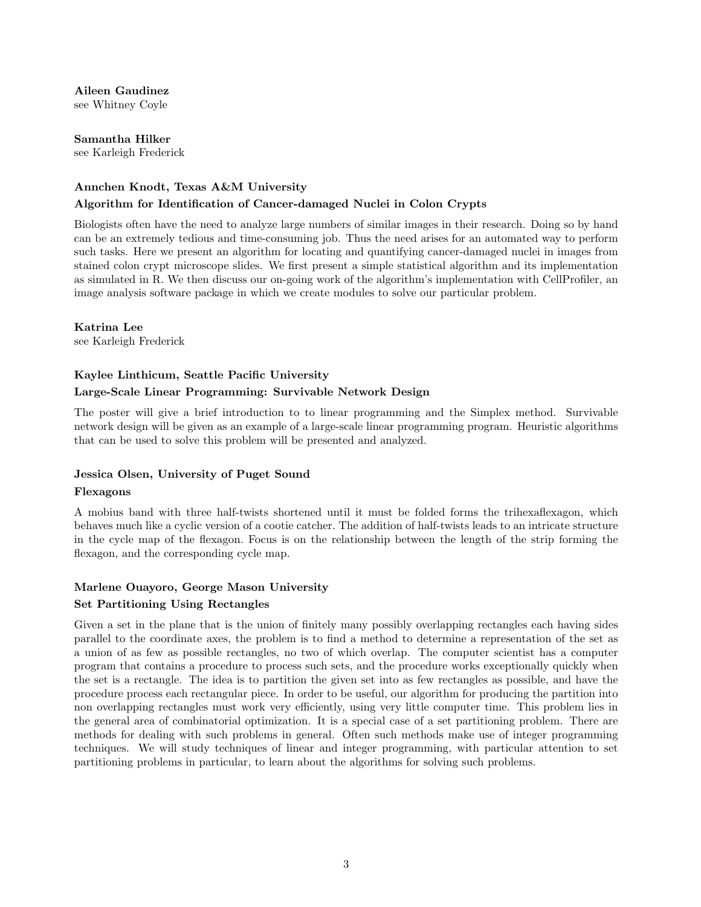**Aileen Gaudinez**
see Whitney Coyle

**Samantha Hilker**
see Karleigh Frederick

**Annchen Knodt, Texas A&M University**

**Algorithm for Identification of Cancer-damaged Nuclei in Colon Crypts**

Biologists often have the need to analyze large numbers of similar images in their research. Doing so by hand can be an extremely tedious and time-consuming job. Thus the need arises for an automated way to perform such tasks. Here we present an algorithm for locating and quantifying cancer-damaged nuclei in images from stained colon crypt microscope slides. We first present a simple statistical algorithm and its implementation as simulated in R. We then discuss our on-going work of the algorithm's implementation with CellProfiler, an image analysis software package in which we create modules to solve our particular problem.

**Katrina Lee**
see Karleigh Frederick

**Kaylee Linthicum, Seattle Pacific University**

**Large-Scale Linear Programming: Survivable Network Design**

The poster will give a brief introduction to to linear programming and the Simplex method. Survivable network design will be given as an example of a large-scale linear programming program. Heuristic algorithms that can be used to solve this problem will be presented and analyzed.

**Jessica Olsen, University of Puget Sound**

**Flexagons**

A mobius band with three half-twists shortened until it must be folded forms the trihexaflexagon, which behaves much like a cyclic version of a cootie catcher. The addition of half-twists leads to an intricate structure in the cycle map of the flexagon. Focus is on the relationship between the length of the strip forming the flexagon, and the corresponding cycle map.

**Marlene Ouayoro, George Mason University**

**Set Partitioning Using Rectangles**

Given a set in the plane that is the union of finitely many possibly overlapping rectangles each having sides parallel to the coordinate axes, the problem is to find a method to determine a representation of the set as a union of as few as possible rectangles, no two of which overlap. The computer scientist has a computer program that contains a procedure to process such sets, and the procedure works exceptionally quickly when the set is a rectangle. The idea is to partition the given set into as few rectangles as possible, and have the procedure process each rectangular piece. In order to be useful, our algorithm for producing the partition into non overlapping rectangles must work very efficiently, using very little computer time. This problem lies in the general area of combinatorial optimization. It is a special case of a set partitioning problem. There are methods for dealing with such problems in general. Often such methods make use of integer programming techniques. We will study techniques of linear and integer programming, with particular attention to set partitioning problems in particular, to learn about the algorithms for solving such problems.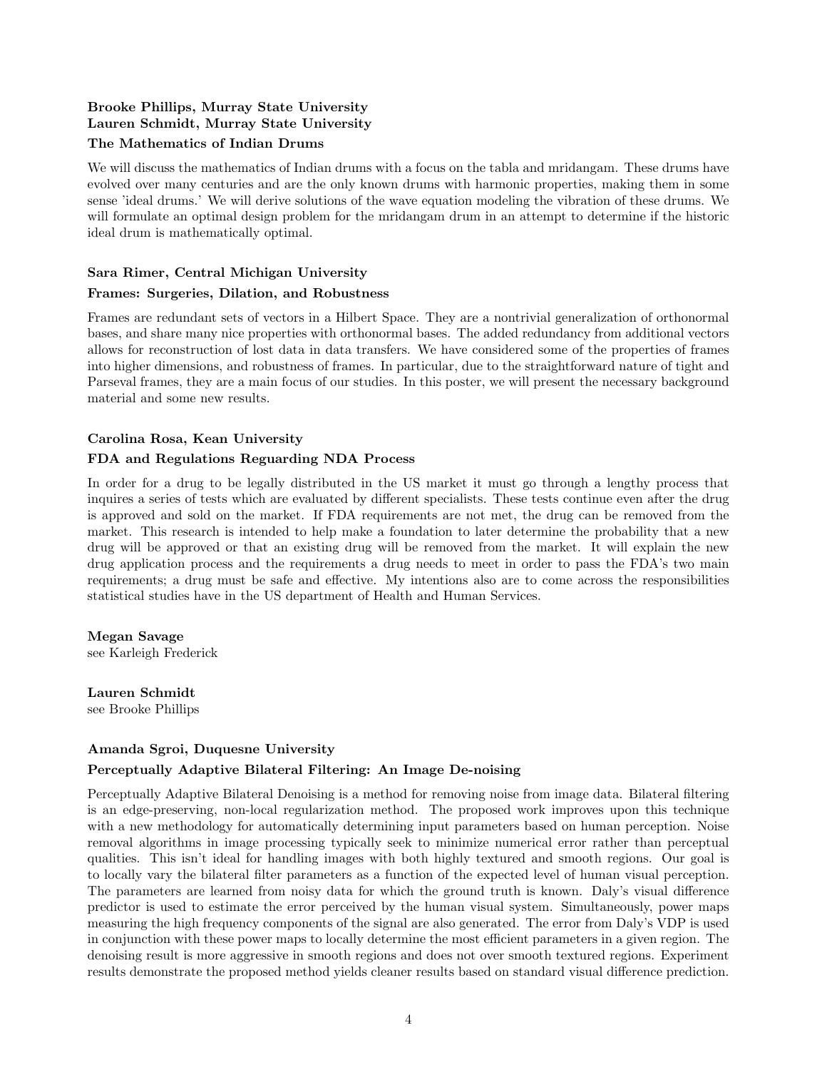**Brooke Phillips, Murray State University**
**Lauren Schmidt, Murray State University**
**The Mathematics of Indian Drums**

We will discuss the mathematics of Indian drums with a focus on the tabla and mridangam. These drums have evolved over many centuries and are the only known drums with harmonic properties, making them in some sense 'ideal drums.' We will derive solutions of the wave equation modeling the vibration of these drums. We will formulate an optimal design problem for the mridangam drum in an attempt to determine if the historic ideal drum is mathematically optimal.

**Sara Rimer, Central Michigan University**
**Frames: Surgeries, Dilation, and Robustness**

Frames are redundant sets of vectors in a Hilbert Space. They are a nontrivial generalization of orthonormal bases, and share many nice properties with orthonormal bases. The added redundancy from additional vectors allows for reconstruction of lost data in data transfers. We have considered some of the properties of frames into higher dimensions, and robustness of frames. In particular, due to the straightforward nature of tight and Parseval frames, they are a main focus of our studies. In this poster, we will present the necessary background material and some new results.

**Carolina Rosa, Kean University**
**FDA and Regulations Reguarding NDA Process**

In order for a drug to be legally distributed in the US market it must go through a lengthy process that inquires a series of tests which are evaluated by different specialists. These tests continue even after the drug is approved and sold on the market. If FDA requirements are not met, the drug can be removed from the market. This research is intended to help make a foundation to later determine the probability that a new drug will be approved or that an existing drug will be removed from the market. It will explain the new drug application process and the requirements a drug needs to meet in order to pass the FDA's two main requirements; a drug must be safe and effective. My intentions also are to come across the responsibilities statistical studies have in the US department of Health and Human Services.

**Megan Savage**
see Karleigh Frederick

**Lauren Schmidt**
see Brooke Phillips

**Amanda Sgroi, Duquesne University**
**Perceptually Adaptive Bilateral Filtering: An Image De-noising**

Perceptually Adaptive Bilateral Denoising is a method for removing noise from image data. Bilateral filtering is an edge-preserving, non-local regularization method. The proposed work improves upon this technique with a new methodology for automatically determining input parameters based on human perception. Noise removal algorithms in image processing typically seek to minimize numerical error rather than perceptual qualities. This isn't ideal for handling images with both highly textured and smooth regions. Our goal is to locally vary the bilateral filter parameters as a function of the expected level of human visual perception. The parameters are learned from noisy data for which the ground truth is known. Daly's visual difference predictor is used to estimate the error perceived by the human visual system. Simultaneously, power maps measuring the high frequency components of the signal are also generated. The error from Daly's VDP is used in conjunction with these power maps to locally determine the most efficient parameters in a given region. The denoising result is more aggressive in smooth regions and does not over smooth textured regions. Experiment results demonstrate the proposed method yields cleaner results based on standard visual difference prediction.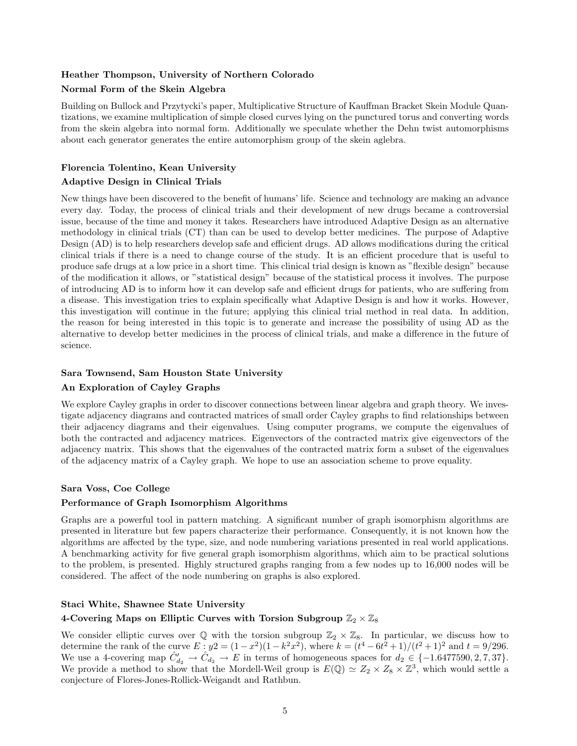**Heather Thompson, University of Northern Colorado**

**Normal Form of the Skein Algebra**

Building on Bullock and Przytycki's paper, Multiplicative Structure of Kauffman Bracket Skein Module Quantizations, we examine multiplication of simple closed curves lying on the punctured torus and converting words from the skein algebra into normal form. Additionally we speculate whether the Dehn twist automorphisms about each generator generates the entire automorphism group of the skein aglebra.

**Florencia Tolentino, Kean University**

**Adaptive Design in Clinical Trials**

New things have been discovered to the benefit of humans' life. Science and technology are making an advance every day. Today, the process of clinical trials and their development of new drugs became a controversial issue, because of the time and money it takes. Researchers have introduced Adaptive Design as an alternative methodology in clinical trials (CT) than can be used to develop better medicines. The purpose of Adaptive Design (AD) is to help researchers develop safe and efficient drugs. AD allows modifications during the critical clinical trials if there is a need to change course of the study. It is an efficient procedure that is useful to produce safe drugs at a low price in a short time. This clinical trial design is known as "flexible design" because of the modification it allows, or "statistical design" because of the statistical process it involves. The purpose of introducing AD is to inform how it can develop safe and efficient drugs for patients, who are suffering from a disease. This investigation tries to explain specifically what Adaptive Design is and how it works. However, this investigation will continue in the future; applying this clinical trial method in real data. In addition, the reason for being interested in this topic is to generate and increase the possibility of using AD as the alternative to develop better medicines in the process of clinical trials, and make a difference in the future of science.

**Sara Townsend, Sam Houston State University**

**An Exploration of Cayley Graphs**

We explore Cayley graphs in order to discover connections between linear algebra and graph theory. We investigate adjacency diagrams and contracted matrices of small order Cayley graphs to find relationships between their adjacency diagrams and their eigenvalues. Using computer programs, we compute the eigenvalues of both the contracted and adjacency matrices. Eigenvectors of the contracted matrix give eigenvectors of the adjacency matrix. This shows that the eigenvalues of the contracted matrix form a subset of the eigenvalues of the adjacency matrix of a Cayley graph. We hope to use an association scheme to prove equality.

**Sara Voss, Coe College**

**Performance of Graph Isomorphism Algorithms**

Graphs are a powerful tool in pattern matching. A significant number of graph isomorphism algorithms are presented in literature but few papers characterize their performance. Consequently, it is not known how the algorithms are affected by the type, size, and node numbering variations presented in real world applications. A benchmarking activity for five general graph isomorphism algorithms, which aim to be practical solutions to the problem, is presented. Highly structured graphs ranging from a few nodes up to 16,000 nodes will be considered. The affect of the node numbering on graphs is also explored.

**Staci White, Shawnee State University**

**4-Covering Maps on Elliptic Curves with Torsion Subgroup $\mathbb{Z}_2 \times \mathbb{Z}_8$**

We consider elliptic curves over $\mathbb{Q}$ with the torsion subgroup $\mathbb{Z}_2 \times \mathbb{Z}_8$. In particular, we discuss how to determine the rank of the curve $E : y2 = (1 - x^2)(1 - k^2x^2)$, where $k = (t^4 - 6t^2 + 1)/(t^2 + 1)^2$ and $t = 9/296$. We use a 4-covering map $\hat{C}'_{d_2} \to \hat{C}_{d_2} \to E$ in terms of homogeneous spaces for $d_2 \in \{-1.6477590, 2, 7, 37\}$. We provide a method to show that the Mordell-Weil group is $E(\mathbb{Q}) \simeq Z_2 \times Z_8 \times \mathbb{Z}^3$, which would settle a conjecture of Flores-Jones-Rollick-Weigandt and Rathbun.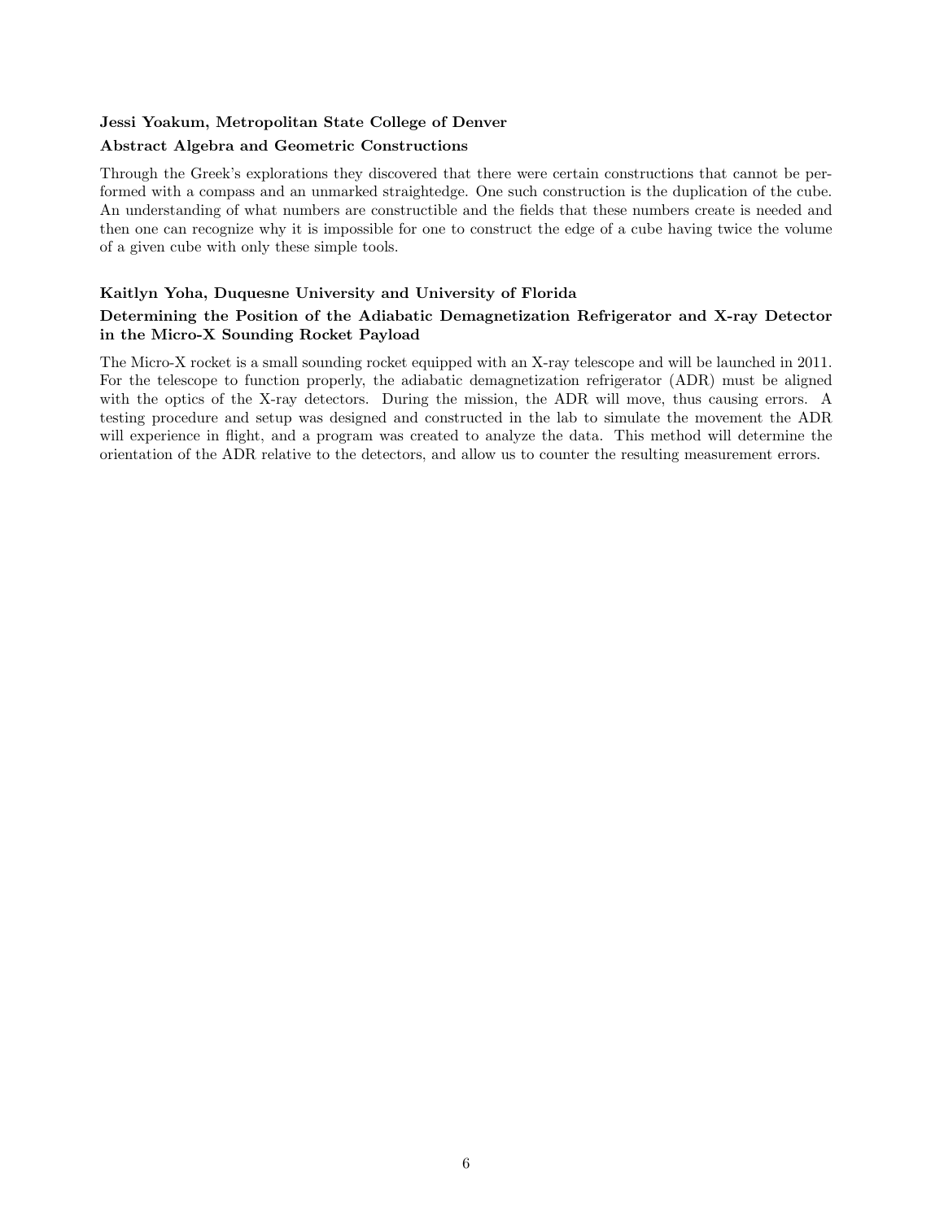**Jessi Yoakum, Metropolitan State College of Denver**

**Abstract Algebra and Geometric Constructions**

Through the Greek's explorations they discovered that there were certain constructions that cannot be performed with a compass and an unmarked straightedge. One such construction is the duplication of the cube. An understanding of what numbers are constructible and the fields that these numbers create is needed and then one can recognize why it is impossible for one to construct the edge of a cube having twice the volume of a given cube with only these simple tools.

**Kaitlyn Yoha, Duquesne University and University of Florida**

**Determining the Position of the Adiabatic Demagnetization Refrigerator and X-ray Detector in the Micro-X Sounding Rocket Payload**

The Micro-X rocket is a small sounding rocket equipped with an X-ray telescope and will be launched in 2011. For the telescope to function properly, the adiabatic demagnetization refrigerator (ADR) must be aligned with the optics of the X-ray detectors. During the mission, the ADR will move, thus causing errors. A testing procedure and setup was designed and constructed in the lab to simulate the movement the ADR will experience in flight, and a program was created to analyze the data. This method will determine the orientation of the ADR relative to the detectors, and allow us to counter the resulting measurement errors.